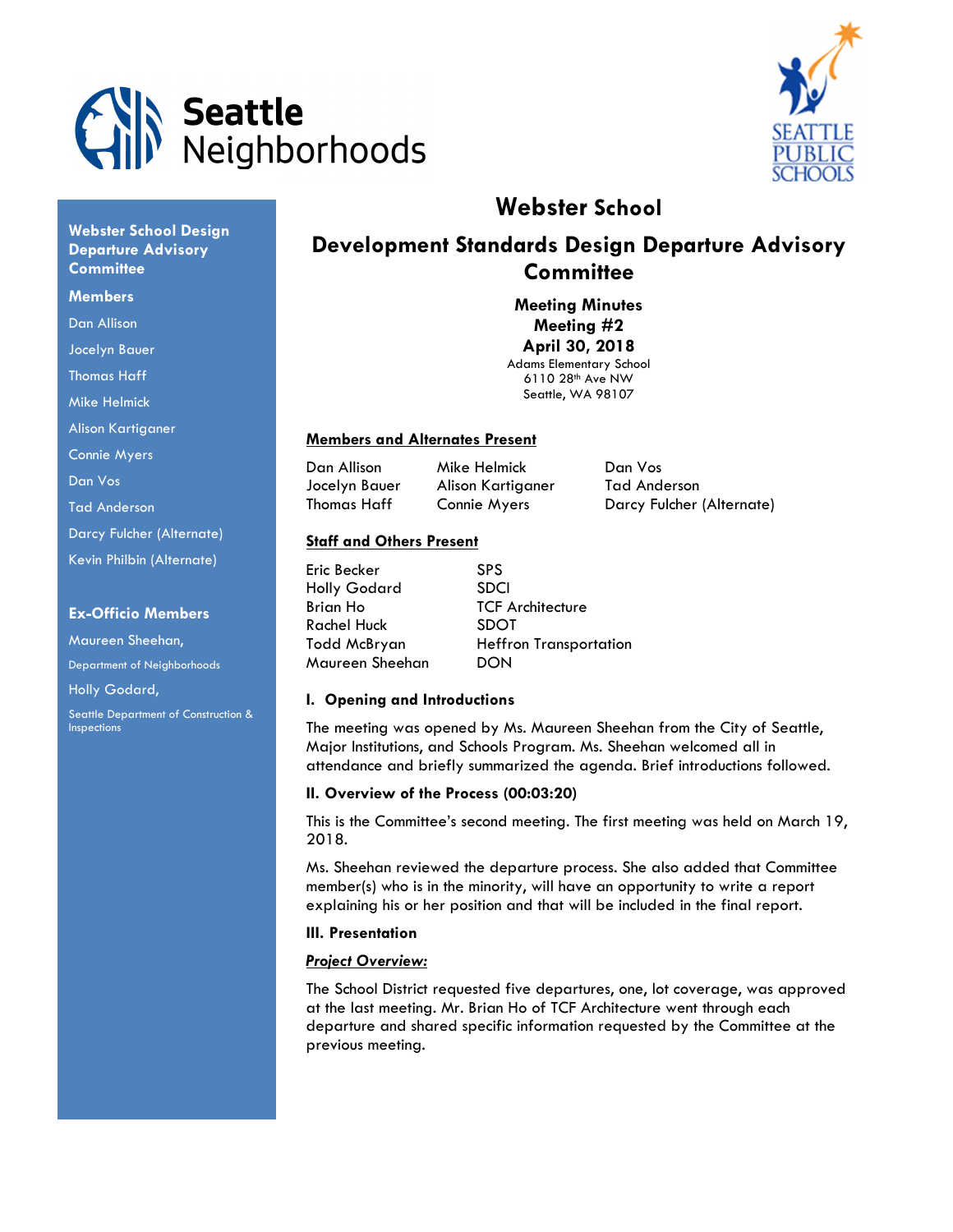Seattle Neighborhoods

SEATTLE PUBLIC SCHOOLS

**Webster School Design Departure Advisory Committee**

**Members**

Dan Allison

Jocelyn Bauer

Thomas Haff

Mike Helmick

Alison Kartiganer

Connie Myers

Dan Vos

Tad Anderson

Darcy Fulcher (Alternate)

Kevin Philbin (Alternate)

**Ex-Officio Members**

Maureen Sheehan,
Department of Neighborhoods

Holly Godard,
Seattle Department of Construction & Inspections

# Webster School

## Development Standards Design Departure Advisory Committee

**Meeting Minutes**
**Meeting #2**
**April 30, 2018**
Adams Elementary School
6110 28th Ave NW
Seattle, WA 98107

### Members and Alternates Present

| | | |
|---|---|---|
| Dan Allison | Mike Helmick | Dan Vos |
| Jocelyn Bauer | Alison Kartiganer | Tad Anderson |
| Thomas Haff | Connie Myers | Darcy Fulcher (Alternate) |

### Staff and Others Present

| | |
|---|---|
| Eric Becker | SPS |
| Holly Godard | SDCI |
| Brian Ho | TCF Architecture |
| Rachel Huck | SDOT |
| Todd McBryan | Heffron Transportation |
| Maureen Sheehan | DON |

### I. Opening and Introductions

The meeting was opened by Ms. Maureen Sheehan from the City of Seattle, Major Institutions, and Schools Program. Ms. Sheehan welcomed all in attendance and briefly summarized the agenda. Brief introductions followed.

### II. Overview of the Process (00:03:20)

This is the Committee's second meeting. The first meeting was held on March 19, 2018.

Ms. Sheehan reviewed the departure process. She also added that Committee member(s) who is in the minority, will have an opportunity to write a report explaining his or her position and that will be included in the final report.

### III. Presentation

***Project Overview:***

The School District requested five departures, one, lot coverage, was approved at the last meeting. Mr. Brian Ho of TCF Architecture went through each departure and shared specific information requested by the Committee at the previous meeting.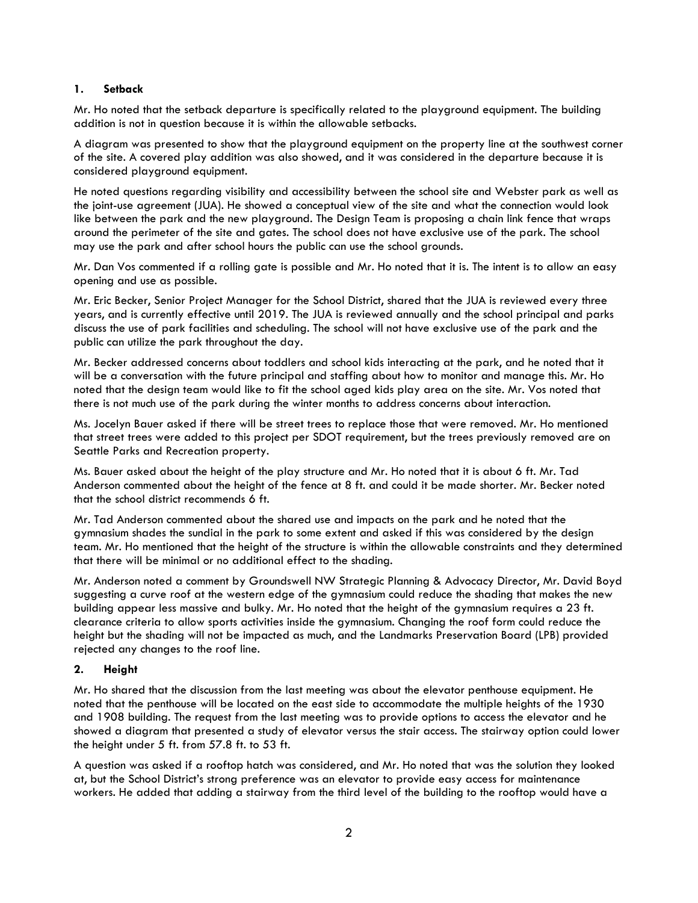### 1. Setback

Mr. Ho noted that the setback departure is specifically related to the playground equipment. The building addition is not in question because it is within the allowable setbacks.

A diagram was presented to show that the playground equipment on the property line at the southwest corner of the site. A covered play addition was also showed, and it was considered in the departure because it is considered playground equipment.

He noted questions regarding visibility and accessibility between the school site and Webster park as well as the joint-use agreement (JUA). He showed a conceptual view of the site and what the connection would look like between the park and the new playground. The Design Team is proposing a chain link fence that wraps around the perimeter of the site and gates. The school does not have exclusive use of the park. The school may use the park and after school hours the public can use the school grounds.

Mr. Dan Vos commented if a rolling gate is possible and Mr. Ho noted that it is. The intent is to allow an easy opening and use as possible.

Mr. Eric Becker, Senior Project Manager for the School District, shared that the JUA is reviewed every three years, and is currently effective until 2019. The JUA is reviewed annually and the school principal and parks discuss the use of park facilities and scheduling. The school will not have exclusive use of the park and the public can utilize the park throughout the day.

Mr. Becker addressed concerns about toddlers and school kids interacting at the park, and he noted that it will be a conversation with the future principal and staffing about how to monitor and manage this. Mr. Ho noted that the design team would like to fit the school aged kids play area on the site. Mr. Vos noted that there is not much use of the park during the winter months to address concerns about interaction.

Ms. Jocelyn Bauer asked if there will be street trees to replace those that were removed. Mr. Ho mentioned that street trees were added to this project per SDOT requirement, but the trees previously removed are on Seattle Parks and Recreation property.

Ms. Bauer asked about the height of the play structure and Mr. Ho noted that it is about 6 ft. Mr. Tad Anderson commented about the height of the fence at 8 ft. and could it be made shorter. Mr. Becker noted that the school district recommends 6 ft.

Mr. Tad Anderson commented about the shared use and impacts on the park and he noted that the gymnasium shades the sundial in the park to some extent and asked if this was considered by the design team. Mr. Ho mentioned that the height of the structure is within the allowable constraints and they determined that there will be minimal or no additional effect to the shading.

Mr. Anderson noted a comment by Groundswell NW Strategic Planning & Advocacy Director, Mr. David Boyd suggesting a curve roof at the western edge of the gymnasium could reduce the shading that makes the new building appear less massive and bulky. Mr. Ho noted that the height of the gymnasium requires a 23 ft. clearance criteria to allow sports activities inside the gymnasium. Changing the roof form could reduce the height but the shading will not be impacted as much, and the Landmarks Preservation Board (LPB) provided rejected any changes to the roof line.

### 2. Height

Mr. Ho shared that the discussion from the last meeting was about the elevator penthouse equipment. He noted that the penthouse will be located on the east side to accommodate the multiple heights of the 1930 and 1908 building. The request from the last meeting was to provide options to access the elevator and he showed a diagram that presented a study of elevator versus the stair access. The stairway option could lower the height under 5 ft. from 57.8 ft. to 53 ft.

A question was asked if a rooftop hatch was considered, and Mr. Ho noted that was the solution they looked at, but the School District's strong preference was an elevator to provide easy access for maintenance workers. He added that adding a stairway from the third level of the building to the rooftop would have a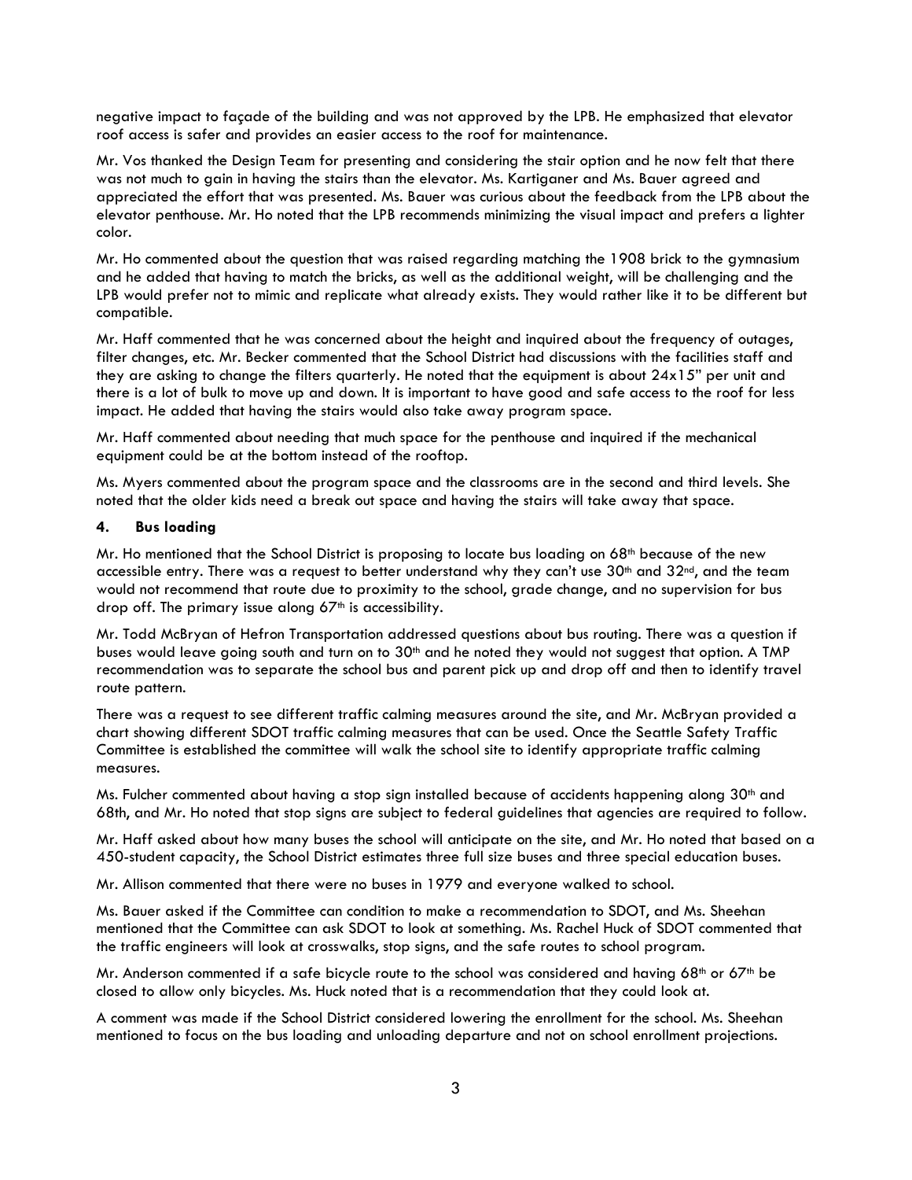negative impact to façade of the building and was not approved by the LPB. He emphasized that elevator roof access is safer and provides an easier access to the roof for maintenance.

Mr. Vos thanked the Design Team for presenting and considering the stair option and he now felt that there was not much to gain in having the stairs than the elevator. Ms. Kartiganer and Ms. Bauer agreed and appreciated the effort that was presented. Ms. Bauer was curious about the feedback from the LPB about the elevator penthouse. Mr. Ho noted that the LPB recommends minimizing the visual impact and prefers a lighter color.

Mr. Ho commented about the question that was raised regarding matching the 1908 brick to the gymnasium and he added that having to match the bricks, as well as the additional weight, will be challenging and the LPB would prefer not to mimic and replicate what already exists. They would rather like it to be different but compatible.

Mr. Haff commented that he was concerned about the height and inquired about the frequency of outages, filter changes, etc. Mr. Becker commented that the School District had discussions with the facilities staff and they are asking to change the filters quarterly. He noted that the equipment is about 24x15" per unit and there is a lot of bulk to move up and down. It is important to have good and safe access to the roof for less impact. He added that having the stairs would also take away program space.

Mr. Haff commented about needing that much space for the penthouse and inquired if the mechanical equipment could be at the bottom instead of the rooftop.

Ms. Myers commented about the program space and the classrooms are in the second and third levels. She noted that the older kids need a break out space and having the stairs will take away that space.

**4. Bus loading**

Mr. Ho mentioned that the School District is proposing to locate bus loading on 68th because of the new accessible entry. There was a request to better understand why they can't use 30th and 32nd, and the team would not recommend that route due to proximity to the school, grade change, and no supervision for bus drop off. The primary issue along 67th is accessibility.

Mr. Todd McBryan of Hefron Transportation addressed questions about bus routing. There was a question if buses would leave going south and turn on to 30th and he noted they would not suggest that option. A TMP recommendation was to separate the school bus and parent pick up and drop off and then to identify travel route pattern.

There was a request to see different traffic calming measures around the site, and Mr. McBryan provided a chart showing different SDOT traffic calming measures that can be used. Once the Seattle Safety Traffic Committee is established the committee will walk the school site to identify appropriate traffic calming measures.

Ms. Fulcher commented about having a stop sign installed because of accidents happening along 30th and 68th, and Mr. Ho noted that stop signs are subject to federal guidelines that agencies are required to follow.

Mr. Haff asked about how many buses the school will anticipate on the site, and Mr. Ho noted that based on a 450-student capacity, the School District estimates three full size buses and three special education buses.

Mr. Allison commented that there were no buses in 1979 and everyone walked to school.

Ms. Bauer asked if the Committee can condition to make a recommendation to SDOT, and Ms. Sheehan mentioned that the Committee can ask SDOT to look at something. Ms. Rachel Huck of SDOT commented that the traffic engineers will look at crosswalks, stop signs, and the safe routes to school program.

Mr. Anderson commented if a safe bicycle route to the school was considered and having 68th or 67th be closed to allow only bicycles. Ms. Huck noted that is a recommendation that they could look at.

A comment was made if the School District considered lowering the enrollment for the school. Ms. Sheehan mentioned to focus on the bus loading and unloading departure and not on school enrollment projections.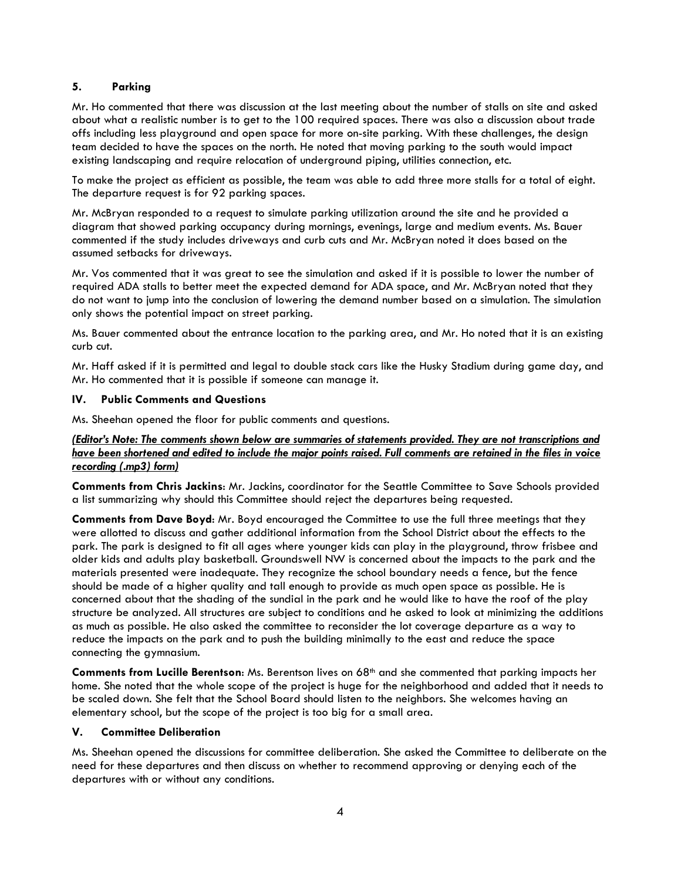### 5. Parking

Mr. Ho commented that there was discussion at the last meeting about the number of stalls on site and asked about what a realistic number is to get to the 100 required spaces. There was also a discussion about trade offs including less playground and open space for more on-site parking. With these challenges, the design team decided to have the spaces on the north. He noted that moving parking to the south would impact existing landscaping and require relocation of underground piping, utilities connection, etc.

To make the project as efficient as possible, the team was able to add three more stalls for a total of eight. The departure request is for 92 parking spaces.

Mr. McBryan responded to a request to simulate parking utilization around the site and he provided a diagram that showed parking occupancy during mornings, evenings, large and medium events. Ms. Bauer commented if the study includes driveways and curb cuts and Mr. McBryan noted it does based on the assumed setbacks for driveways.

Mr. Vos commented that it was great to see the simulation and asked if it is possible to lower the number of required ADA stalls to better meet the expected demand for ADA space, and Mr. McBryan noted that they do not want to jump into the conclusion of lowering the demand number based on a simulation. The simulation only shows the potential impact on street parking.

Ms. Bauer commented about the entrance location to the parking area, and Mr. Ho noted that it is an existing curb cut.

Mr. Haff asked if it is permitted and legal to double stack cars like the Husky Stadium during game day, and Mr. Ho commented that it is possible if someone can manage it.

## IV. Public Comments and Questions

Ms. Sheehan opened the floor for public comments and questions.

***(Editor's Note: The comments shown below are summaries of statements provided. They are not transcriptions and have been shortened and edited to include the major points raised. Full comments are retained in the files in voice recording (.mp3) form)***

**Comments from Chris Jackins**: Mr. Jackins, coordinator for the Seattle Committee to Save Schools provided a list summarizing why should this Committee should reject the departures being requested.

**Comments from Dave Boyd**: Mr. Boyd encouraged the Committee to use the full three meetings that they were allotted to discuss and gather additional information from the School District about the effects to the park. The park is designed to fit all ages where younger kids can play in the playground, throw frisbee and older kids and adults play basketball. Groundswell NW is concerned about the impacts to the park and the materials presented were inadequate. They recognize the school boundary needs a fence, but the fence should be made of a higher quality and tall enough to provide as much open space as possible. He is concerned about that the shading of the sundial in the park and he would like to have the roof of the play structure be analyzed. All structures are subject to conditions and he asked to look at minimizing the additions as much as possible. He also asked the committee to reconsider the lot coverage departure as a way to reduce the impacts on the park and to push the building minimally to the east and reduce the space connecting the gymnasium.

**Comments from Lucille Berentson**: Ms. Berentson lives on 68th and she commented that parking impacts her home. She noted that the whole scope of the project is huge for the neighborhood and added that it needs to be scaled down. She felt that the School Board should listen to the neighbors. She welcomes having an elementary school, but the scope of the project is too big for a small area.

## V. Committee Deliberation

Ms. Sheehan opened the discussions for committee deliberation. She asked the Committee to deliberate on the need for these departures and then discuss on whether to recommend approving or denying each of the departures with or without any conditions.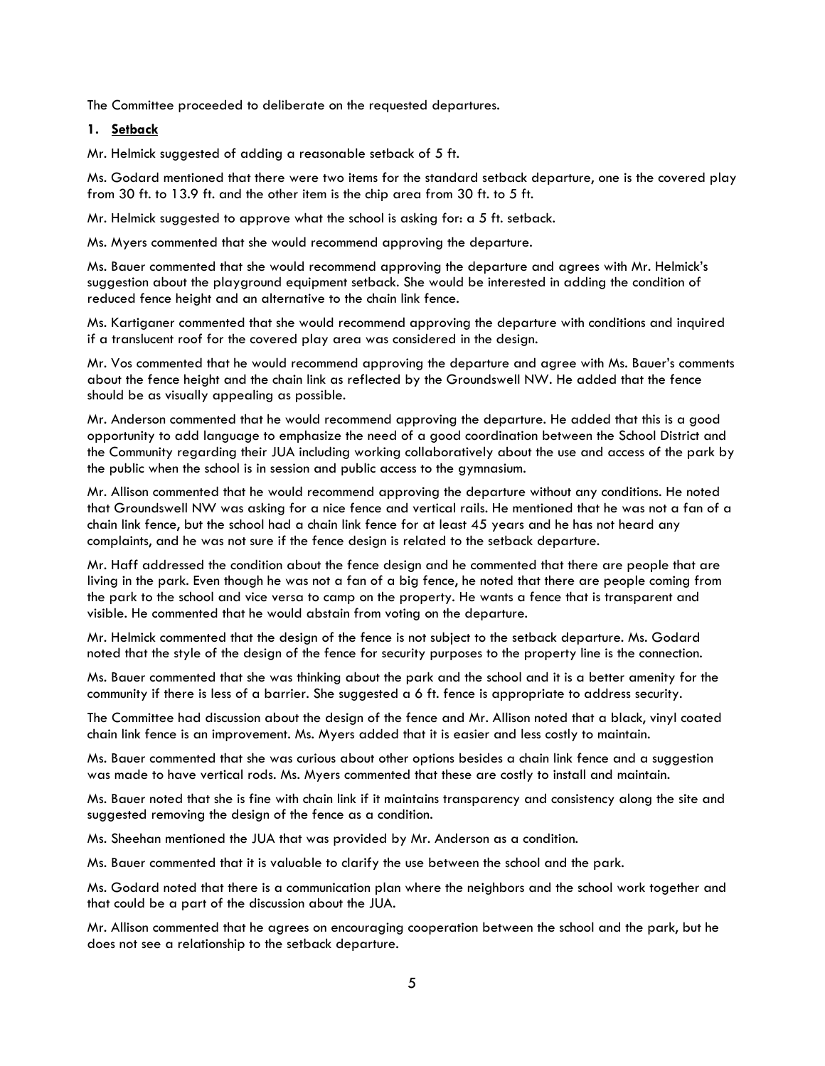The Committee proceeded to deliberate on the requested departures.

**1. Setback**

Mr. Helmick suggested of adding a reasonable setback of 5 ft.

Ms. Godard mentioned that there were two items for the standard setback departure, one is the covered play from 30 ft. to 13.9 ft. and the other item is the chip area from 30 ft. to 5 ft.

Mr. Helmick suggested to approve what the school is asking for: a 5 ft. setback.

Ms. Myers commented that she would recommend approving the departure.

Ms. Bauer commented that she would recommend approving the departure and agrees with Mr. Helmick's suggestion about the playground equipment setback. She would be interested in adding the condition of reduced fence height and an alternative to the chain link fence.

Ms. Kartiganer commented that she would recommend approving the departure with conditions and inquired if a translucent roof for the covered play area was considered in the design.

Mr. Vos commented that he would recommend approving the departure and agree with Ms. Bauer's comments about the fence height and the chain link as reflected by the Groundswell NW. He added that the fence should be as visually appealing as possible.

Mr. Anderson commented that he would recommend approving the departure. He added that this is a good opportunity to add language to emphasize the need of a good coordination between the School District and the Community regarding their JUA including working collaboratively about the use and access of the park by the public when the school is in session and public access to the gymnasium.

Mr. Allison commented that he would recommend approving the departure without any conditions. He noted that Groundswell NW was asking for a nice fence and vertical rails. He mentioned that he was not a fan of a chain link fence, but the school had a chain link fence for at least 45 years and he has not heard any complaints, and he was not sure if the fence design is related to the setback departure.

Mr. Haff addressed the condition about the fence design and he commented that there are people that are living in the park. Even though he was not a fan of a big fence, he noted that there are people coming from the park to the school and vice versa to camp on the property. He wants a fence that is transparent and visible. He commented that he would abstain from voting on the departure.

Mr. Helmick commented that the design of the fence is not subject to the setback departure. Ms. Godard noted that the style of the design of the fence for security purposes to the property line is the connection.

Ms. Bauer commented that she was thinking about the park and the school and it is a better amenity for the community if there is less of a barrier. She suggested a 6 ft. fence is appropriate to address security.

The Committee had discussion about the design of the fence and Mr. Allison noted that a black, vinyl coated chain link fence is an improvement. Ms. Myers added that it is easier and less costly to maintain.

Ms. Bauer commented that she was curious about other options besides a chain link fence and a suggestion was made to have vertical rods. Ms. Myers commented that these are costly to install and maintain.

Ms. Bauer noted that she is fine with chain link if it maintains transparency and consistency along the site and suggested removing the design of the fence as a condition.

Ms. Sheehan mentioned the JUA that was provided by Mr. Anderson as a condition.

Ms. Bauer commented that it is valuable to clarify the use between the school and the park.

Ms. Godard noted that there is a communication plan where the neighbors and the school work together and that could be a part of the discussion about the JUA.

Mr. Allison commented that he agrees on encouraging cooperation between the school and the park, but he does not see a relationship to the setback departure.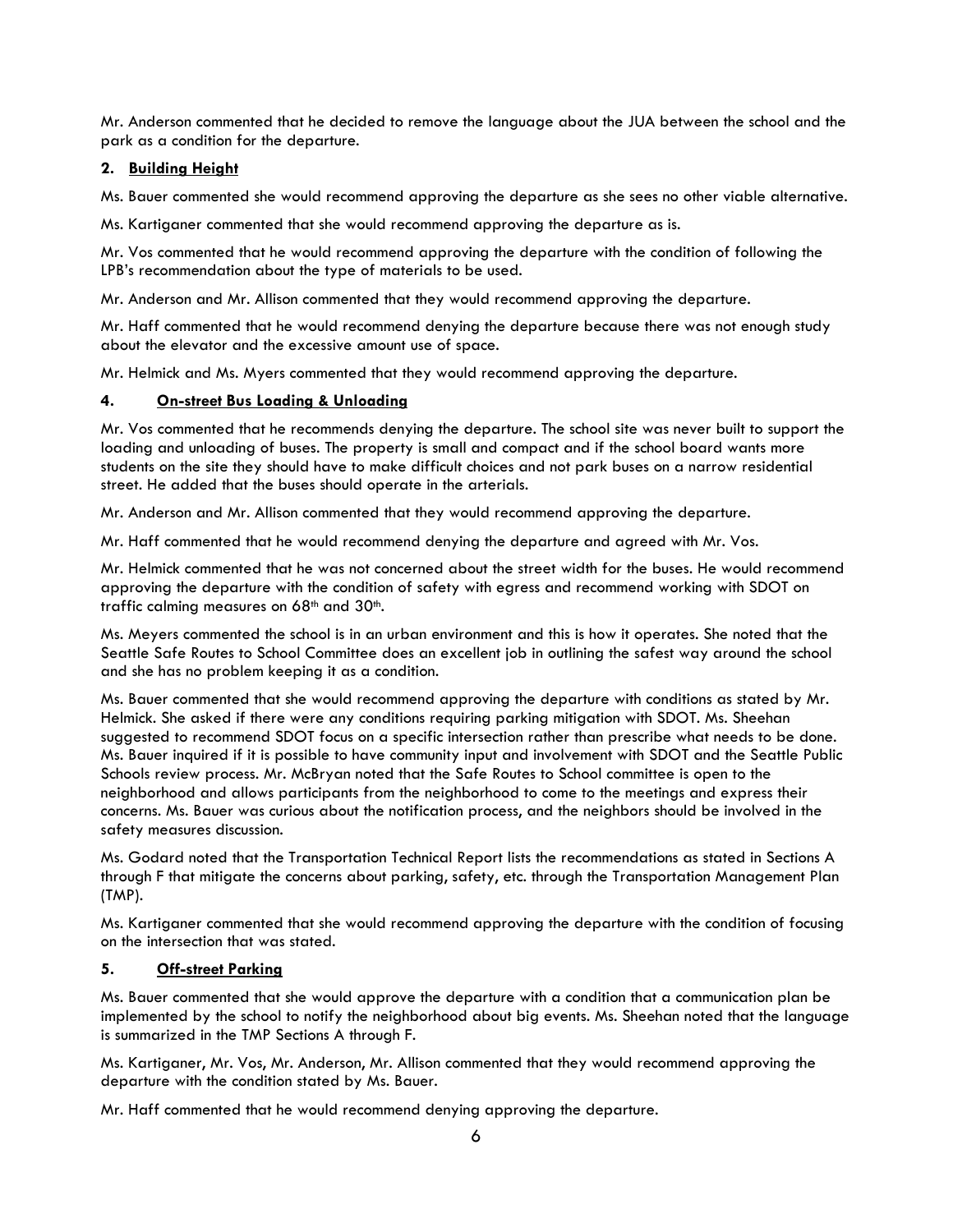Mr. Anderson commented that he decided to remove the language about the JUA between the school and the park as a condition for the departure.

**2. Building Height**

Ms. Bauer commented she would recommend approving the departure as she sees no other viable alternative.

Ms. Kartiganer commented that she would recommend approving the departure as is.

Mr. Vos commented that he would recommend approving the departure with the condition of following the LPB's recommendation about the type of materials to be used.

Mr. Anderson and Mr. Allison commented that they would recommend approving the departure.

Mr. Haff commented that he would recommend denying the departure because there was not enough study about the elevator and the excessive amount use of space.

Mr. Helmick and Ms. Myers commented that they would recommend approving the departure.

**4. On-street Bus Loading & Unloading**

Mr. Vos commented that he recommends denying the departure. The school site was never built to support the loading and unloading of buses. The property is small and compact and if the school board wants more students on the site they should have to make difficult choices and not park buses on a narrow residential street. He added that the buses should operate in the arterials.

Mr. Anderson and Mr. Allison commented that they would recommend approving the departure.

Mr. Haff commented that he would recommend denying the departure and agreed with Mr. Vos.

Mr. Helmick commented that he was not concerned about the street width for the buses. He would recommend approving the departure with the condition of safety with egress and recommend working with SDOT on traffic calming measures on 68th and 30th.

Ms. Meyers commented the school is in an urban environment and this is how it operates. She noted that the Seattle Safe Routes to School Committee does an excellent job in outlining the safest way around the school and she has no problem keeping it as a condition.

Ms. Bauer commented that she would recommend approving the departure with conditions as stated by Mr. Helmick. She asked if there were any conditions requiring parking mitigation with SDOT. Ms. Sheehan suggested to recommend SDOT focus on a specific intersection rather than prescribe what needs to be done. Ms. Bauer inquired if it is possible to have community input and involvement with SDOT and the Seattle Public Schools review process. Mr. McBryan noted that the Safe Routes to School committee is open to the neighborhood and allows participants from the neighborhood to come to the meetings and express their concerns. Ms. Bauer was curious about the notification process, and the neighbors should be involved in the safety measures discussion.

Ms. Godard noted that the Transportation Technical Report lists the recommendations as stated in Sections A through F that mitigate the concerns about parking, safety, etc. through the Transportation Management Plan (TMP).

Ms. Kartiganer commented that she would recommend approving the departure with the condition of focusing on the intersection that was stated.

**5. Off-street Parking**

Ms. Bauer commented that she would approve the departure with a condition that a communication plan be implemented by the school to notify the neighborhood about big events. Ms. Sheehan noted that the language is summarized in the TMP Sections A through F.

Ms. Kartiganer, Mr. Vos, Mr. Anderson, Mr. Allison commented that they would recommend approving the departure with the condition stated by Ms. Bauer.

Mr. Haff commented that he would recommend denying approving the departure.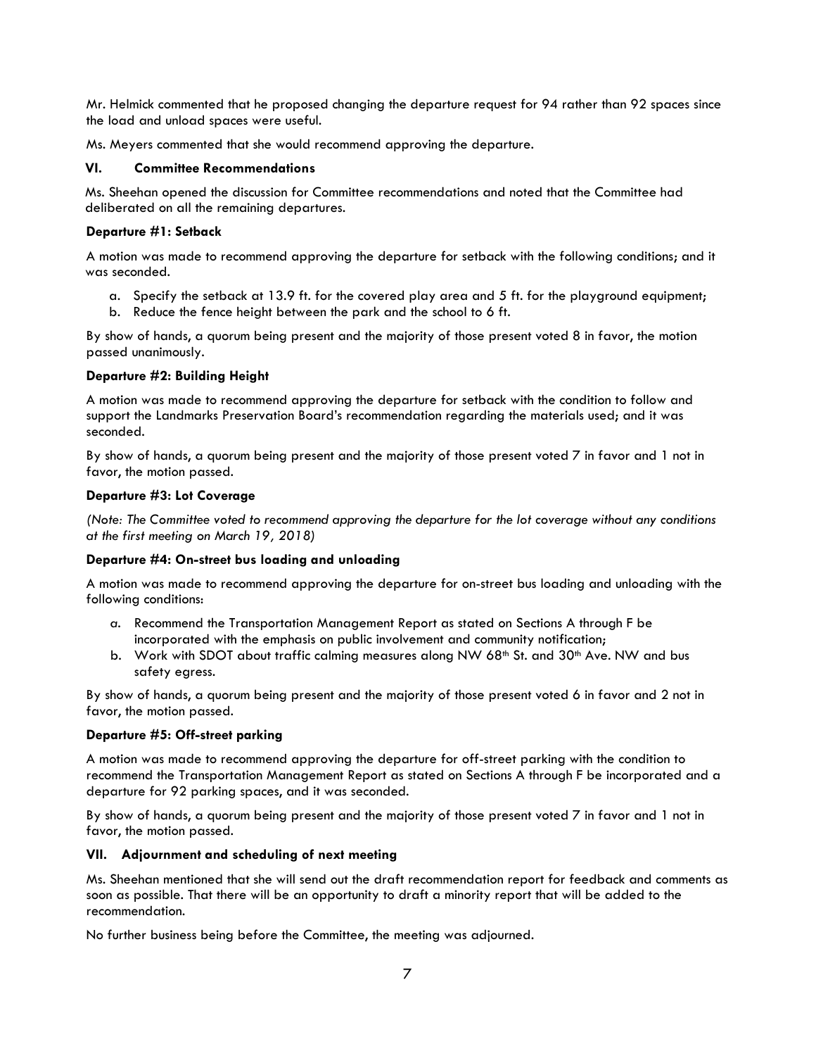Mr. Helmick commented that he proposed changing the departure request for 94 rather than 92 spaces since the load and unload spaces were useful.

Ms. Meyers commented that she would recommend approving the departure.

### VI. Committee Recommendations

Ms. Sheehan opened the discussion for Committee recommendations and noted that the Committee had deliberated on all the remaining departures.

#### Departure #1: Setback

A motion was made to recommend approving the departure for setback with the following conditions; and it was seconded.

a. Specify the setback at 13.9 ft. for the covered play area and 5 ft. for the playground equipment;
b. Reduce the fence height between the park and the school to 6 ft.

By show of hands, a quorum being present and the majority of those present voted 8 in favor, the motion passed unanimously.

#### Departure #2: Building Height

A motion was made to recommend approving the departure for setback with the condition to follow and support the Landmarks Preservation Board's recommendation regarding the materials used; and it was seconded.

By show of hands, a quorum being present and the majority of those present voted 7 in favor and 1 not in favor, the motion passed.

#### Departure #3: Lot Coverage

*(Note: The Committee voted to recommend approving the departure for the lot coverage without any conditions at the first meeting on March 19, 2018)*

#### Departure #4: On-street bus loading and unloading

A motion was made to recommend approving the departure for on-street bus loading and unloading with the following conditions:

a. Recommend the Transportation Management Report as stated on Sections A through F be incorporated with the emphasis on public involvement and community notification;
b. Work with SDOT about traffic calming measures along NW 68th St. and 30th Ave. NW and bus safety egress.

By show of hands, a quorum being present and the majority of those present voted 6 in favor and 2 not in favor, the motion passed.

#### Departure #5: Off-street parking

A motion was made to recommend approving the departure for off-street parking with the condition to recommend the Transportation Management Report as stated on Sections A through F be incorporated and a departure for 92 parking spaces, and it was seconded.

By show of hands, a quorum being present and the majority of those present voted 7 in favor and 1 not in favor, the motion passed.

### VII. Adjournment and scheduling of next meeting

Ms. Sheehan mentioned that she will send out the draft recommendation report for feedback and comments as soon as possible. That there will be an opportunity to draft a minority report that will be added to the recommendation.

No further business being before the Committee, the meeting was adjourned.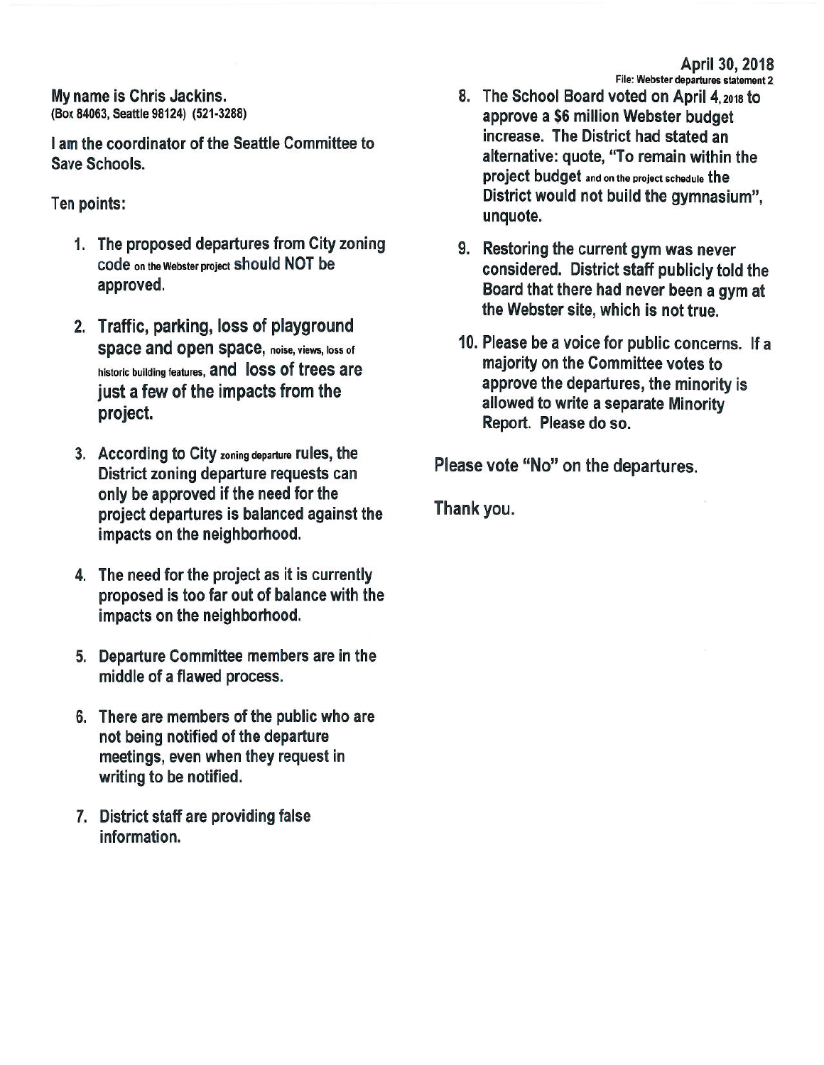April 30, 2018

File: Webster departures statement 2

**My name is Chris Jackins.**
(Box 84063, Seattle 98124) (521-3288)

**I am the coordinator of the Seattle Committee to Save Schools.**

**Ten points:**

1. **The proposed departures from City zoning code on the Webster project should NOT be approved.**
2. **Traffic, parking, loss of playground space and open space, noise, views, loss of historic building features, and loss of trees are just a few of the impacts from the project.**
3. **According to City zoning departure rules, the District zoning departure requests can only be approved if the need for the project departures is balanced against the impacts on the neighborhood.**
4. **The need for the project as it is currently proposed is too far out of balance with the impacts on the neighborhood.**
5. **Departure Committee members are in the middle of a flawed process.**
6. **There are members of the public who are not being notified of the departure meetings, even when they request in writing to be notified.**
7. **District staff are providing false information.**
8. **The School Board voted on April 4, 2018 to approve a $6 million Webster budget increase. The District had stated an alternative: quote, "To remain within the project budget and on the project schedule the District would not build the gymnasium", unquote.**
9. **Restoring the current gym was never considered. District staff publicly told the Board that there had never been a gym at the Webster site, which is not true.**
10. **Please be a voice for public concerns. If a majority on the Committee votes to approve the departures, the minority is allowed to write a separate Minority Report. Please do so.**

**Please vote "No" on the departures.**

**Thank you.**